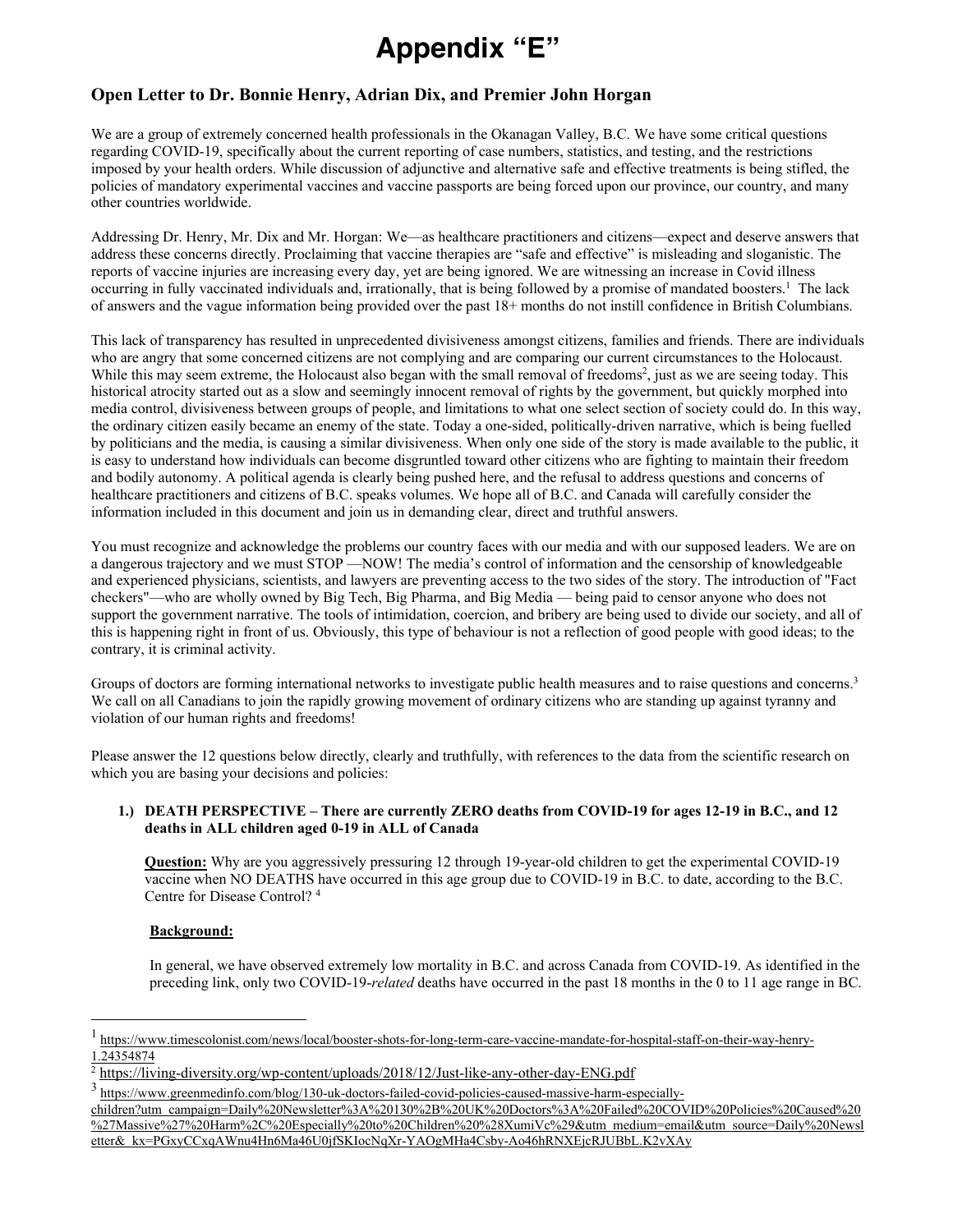# Appendix "E"

## Open Letter to Dr. Bonnie Henry, Adrian Dix, and Premier John Horgan

We are a group of extremely concerned health professionals in the Okanagan Valley, B.C. We have some critical questions regarding COVID-19, specifically about the current reporting of case numbers, statistics, and testing, and the restrictions imposed by your health orders. While discussion of adjunctive and alternative safe and effective treatments is being stifled, the policies of mandatory experimental vaccines and vaccine passports are being forced upon our province, our country, and many other countries worldwide.

Addressing Dr. Henry, Mr. Dix and Mr. Horgan: We—as healthcare practitioners and citizens—expect and deserve answers that address these concerns directly. Proclaiming that vaccine therapies are "safe and effective" is misleading and sloganistic. The reports of vaccine injuries are increasing every day, yet are being ignored. We are witnessing an increase in Covid illness occurring in fully vaccinated individuals and, irrationally, that is being followed by a promise of mandated boosters.[1] The lack of answers and the vague information being provided over the past 18+ months do not instill confidence in British Columbians.

This lack of transparency has resulted in unprecedented divisiveness amongst citizens, families and friends. There are individuals who are angry that some concerned citizens are not complying and are comparing our current circumstances to the Holocaust. While this may seem extreme, the Holocaust also began with the small removal of freedoms[2], just as we are seeing today. This historical atrocity started out as a slow and seemingly innocent removal of rights by the government, but quickly morphed into media control, divisiveness between groups of people, and limitations to what one select section of society could do. In this way, the ordinary citizen easily became an enemy of the state. Today a one-sided, politically-driven narrative, which is being fuelled by politicians and the media, is causing a similar divisiveness. When only one side of the story is made available to the public, it is easy to understand how individuals can become disgruntled toward other citizens who are fighting to maintain their freedom and bodily autonomy. A political agenda is clearly being pushed here, and the refusal to address questions and concerns of healthcare practitioners and citizens of B.C. speaks volumes. We hope all of B.C. and Canada will carefully consider the information included in this document and join us in demanding clear, direct and truthful answers.

You must recognize and acknowledge the problems our country faces with our media and with our supposed leaders. We are on a dangerous trajectory and we must STOP —NOW! The media's control of information and the censorship of knowledgeable and experienced physicians, scientists, and lawyers are preventing access to the two sides of the story. The introduction of "Fact checkers"—who are wholly owned by Big Tech, Big Pharma, and Big Media — being paid to censor anyone who does not support the government narrative. The tools of intimidation, coercion, and bribery are being used to divide our society, and all of this is happening right in front of us. Obviously, this type of behaviour is not a reflection of good people with good ideas; to the contrary, it is criminal activity.

Groups of doctors are forming international networks to investigate public health measures and to raise questions and concerns.[3] We call on all Canadians to join the rapidly growing movement of ordinary citizens who are standing up against tyranny and violation of our human rights and freedoms!

Please answer the 12 questions below directly, clearly and truthfully, with references to the data from the scientific research on which you are basing your decisions and policies:

1.) **DEATH PERSPECTIVE – There are currently ZERO deaths from COVID-19 for ages 12-19 in B.C., and 12 deaths in ALL children aged 0-19 in ALL of Canada**

   **Question:** Why are you aggressively pressuring 12 through 19-year-old children to get the experimental COVID-19 vaccine when NO DEATHS have occurred in this age group due to COVID-19 in B.C. to date, according to the B.C. Centre for Disease Control? [4]

   **Background:**

   In general, we have observed extremely low mortality in B.C. and across Canada from COVID-19. As identified in the preceding link, only two COVID-19-*related* deaths have occurred in the past 18 months in the 0 to 11 age range in BC.

---

[1] https://www.timescolonist.com/news/local/booster-shots-for-long-term-care-vaccine-mandate-for-hospital-staff-on-their-way-henry-1.24354874

[2] https://living-diversity.org/wp-content/uploads/2018/12/Just-like-any-other-day-ENG.pdf

[3] https://www.greenmedinfo.com/blog/130-uk-doctors-failed-covid-policies-caused-massive-harm-especially-children?utm_campaign=Daily%20Newsletter%3A%20130%2B%20UK%20Doctors%3A%20Failed%20COVID%20Policies%20Caused%20%27Massive%27%20Harm%2C%20Especially%20to%20Children%20%28XumiVc%29&utm_medium=email&utm_source=Daily%20Newsletter&_kx=PGxyCCxqAWnu4Hn6Ma46U0jfSKIocNqXr-YAOgMHa4Csby-Ao46hRNXEjcRJUBbL.K2vXAy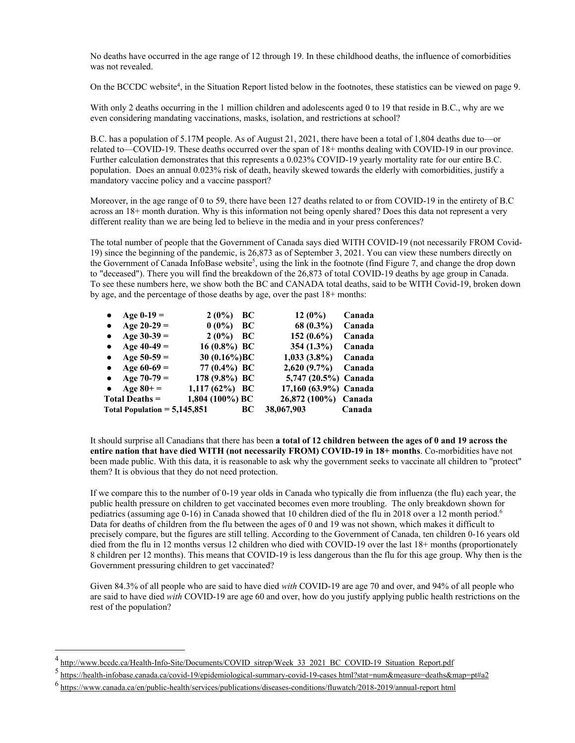No deaths have occurred in the age range of 12 through 19. In these childhood deaths, the influence of comorbidities was not revealed.

On the BCCDC website[4], in the Situation Report listed below in the footnotes, these statistics can be viewed on page 9.

With only 2 deaths occurring in the 1 million children and adolescents aged 0 to 19 that reside in B.C., why are we even considering mandating vaccinations, masks, isolation, and restrictions at school?

B.C. has a population of 5.17M people. As of August 21, 2021, there have been a total of 1,804 deaths due to—or related to—COVID-19. These deaths occurred over the span of 18+ months dealing with COVID-19 in our province. Further calculation demonstrates that this represents a 0.023% COVID-19 yearly mortality rate for our entire B.C. population. Does an annual 0.023% risk of death, heavily skewed towards the elderly with comorbidities, justify a mandatory vaccine policy and a vaccine passport?

Moreover, in the age range of 0 to 59, there have been 127 deaths related to or from COVID-19 in the entirety of B.C across an 18+ month duration. Why is this information not being openly shared? Does this data not represent a very different reality than we are being led to believe in the media and in your press conferences?

The total number of people that the Government of Canada says died WITH COVID-19 (not necessarily FROM Covid-19) since the beginning of the pandemic, is 26,873 as of September 3, 2021. You can view these numbers directly on the Government of Canada InfoBase website[5], using the link in the footnote (find Figure 7, and change the drop down to "deceased"). There you will find the breakdown of the 26,873 of total COVID-19 deaths by age group in Canada. To see these numbers here, we show both the BC and CANADA total deaths, said to be WITH Covid-19, broken down by age, and the percentage of those deaths by age, over the past 18+ months:

| | BC | | Canada | |
|---|---|---|---|---|
| **Age 0-19 =** | **2 (0%)** | **BC** | **12 (0%)** | **Canada** |
| **Age 20-29 =** | **0 (0%)** | **BC** | **68 (0.3%)** | **Canada** |
| **Age 30-39 =** | **2 (0%)** | **BC** | **152 (0.6%)** | **Canada** |
| **Age 40-49 =** | **16 (0.8%)** | **BC** | **354 (1.3%)** | **Canada** |
| **Age 50-59 =** | **30 (0.16%)** | **BC** | **1,033 (3.8%)** | **Canada** |
| **Age 60-69 =** | **77 (0.4%)** | **BC** | **2,620 (9.7%)** | **Canada** |
| **Age 70-79 =** | **178 (9.8%)** | **BC** | **5,747 (20.5%)** | **Canada** |
| **Age 80+ =** | **1,117 (62%)** | **BC** | **17,160 (63.9%)** | **Canada** |
| **Total Deaths =** | **1,804 (100%)** | **BC** | **26,872 (100%)** | **Canada** |
| **Total Population =** | **5,145,851** | **BC** | **38,067,903** | **Canada** |

It should surprise all Canadians that there has been **a total of 12 children between the ages of 0 and 19 across the entire nation that have died WITH (not necessarily FROM) COVID-19 in 18+ months**. Co-morbidities have not been made public. With this data, it is reasonable to ask why the government seeks to vaccinate all children to "protect" them? It is obvious that they do not need protection.

If we compare this to the number of 0-19 year olds in Canada who typically die from influenza (the flu) each year, the public health pressure on children to get vaccinated becomes even more troubling. The only breakdown shown for pediatrics (assuming age 0-16) in Canada showed that 10 children died of the flu in 2018 over a 12 month period.[6] Data for deaths of children from the flu between the ages of 0 and 19 was not shown, which makes it difficult to precisely compare, but the figures are still telling. According to the Government of Canada, ten children 0-16 years old died from the flu in 12 months versus 12 children who died with COVID-19 over the last 18+ months (proportionately 8 children per 12 months). This means that COVID-19 is less dangerous than the flu for this age group. Why then is the Government pressuring children to get vaccinated?

Given 84.3% of all people who are said to have died *with* COVID-19 are age 70 and over, and 94% of all people who are said to have died *with* COVID-19 are age 60 and over, how do you justify applying public health restrictions on the rest of the population?

---

[4] http://www.bccdc.ca/Health-Info-Site/Documents/COVID_sitrep/Week_33_2021_BC_COVID-19_Situation_Report.pdf

[5] https://health-infobase.canada.ca/covid-19/epidemiological-summary-covid-19-cases.html?stat=num&measure=deaths&map=pt#a2

[6] https://www.canada.ca/en/public-health/services/publications/diseases-conditions/fluwatch/2018-2019/annual-report.html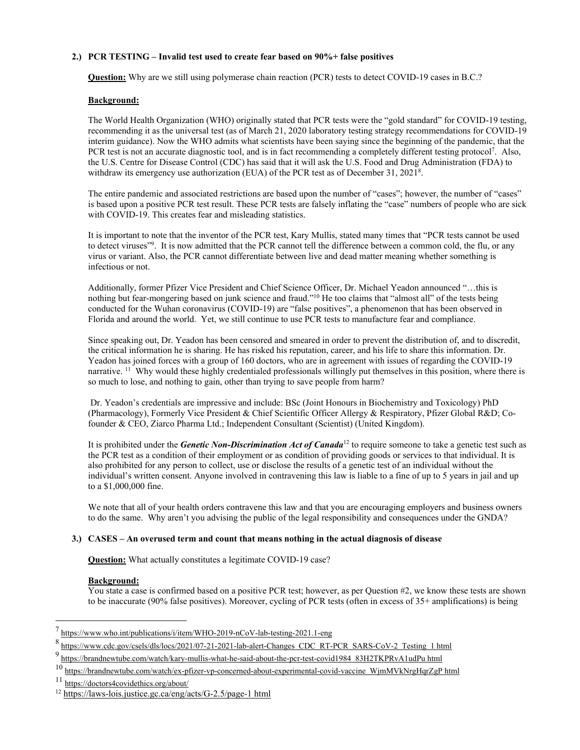**2.) PCR TESTING – Invalid test used to create fear based on 90%+ false positives**

**Question:** Why are we still using polymerase chain reaction (PCR) tests to detect COVID-19 cases in B.C.?

**Background:**

The World Health Organization (WHO) originally stated that PCR tests were the "gold standard" for COVID-19 testing, recommending it as the universal test (as of March 21, 2020 laboratory testing strategy recommendations for COVID-19 interim guidance). Now the WHO admits what scientists have been saying since the beginning of the pandemic, that the PCR test is not an accurate diagnostic tool, and is in fact recommending a completely different testing protocol[7]. Also, the U.S. Centre for Disease Control (CDC) has said that it will ask the U.S. Food and Drug Administration (FDA) to withdraw its emergency use authorization (EUA) of the PCR test as of December 31, 2021[8].

The entire pandemic and associated restrictions are based upon the number of "cases"; however, the number of "cases" is based upon a positive PCR test result. These PCR tests are falsely inflating the "case" numbers of people who are sick with COVID-19. This creates fear and misleading statistics.

It is important to note that the inventor of the PCR test, Kary Mullis, stated many times that "PCR tests cannot be used to detect viruses"[9]. It is now admitted that the PCR cannot tell the difference between a common cold, the flu, or any virus or variant. Also, the PCR cannot differentiate between live and dead matter meaning whether something is infectious or not.

Additionally, former Pfizer Vice President and Chief Science Officer, Dr. Michael Yeadon announced "…this is nothing but fear-mongering based on junk science and fraud."[10] He too claims that "almost all" of the tests being conducted for the Wuhan coronavirus (COVID-19) are "false positives", a phenomenon that has been observed in Florida and around the world. Yet, we still continue to use PCR tests to manufacture fear and compliance.

Since speaking out, Dr. Yeadon has been censored and smeared in order to prevent the distribution of, and to discredit, the critical information he is sharing. He has risked his reputation, career, and his life to share this information. Dr. Yeadon has joined forces with a group of 160 doctors, who are in agreement with issues of regarding the COVID-19 narrative. [11] Why would these highly credentialed professionals willingly put themselves in this position, where there is so much to lose, and nothing to gain, other than trying to save people from harm?

Dr. Yeadon's credentials are impressive and include: BSc (Joint Honours in Biochemistry and Toxicology) PhD (Pharmacology), Formerly Vice President & Chief Scientific Officer Allergy & Respiratory, Pfizer Global R&D; Co-founder & CEO, Ziarco Pharma Ltd.; Independent Consultant (Scientist) (United Kingdom).

It is prohibited under the ***Genetic Non-Discrimination Act of Canada***[12] to require someone to take a genetic test such as the PCR test as a condition of their employment or as condition of providing goods or services to that individual. It is also prohibited for any person to collect, use or disclose the results of a genetic test of an individual without the individual's written consent. Anyone involved in contravening this law is liable to a fine of up to 5 years in jail and up to a $1,000,000 fine.

We note that all of your health orders contravene this law and that you are encouraging employers and business owners to do the same. Why aren't you advising the public of the legal responsibility and consequences under the GNDA?

**3.) CASES – An overused term and count that means nothing in the actual diagnosis of disease**

**Question:** What actually constitutes a legitimate COVID-19 case?

**Background:**

You state a case is confirmed based on a positive PCR test; however, as per Question #2, we know these tests are shown to be inaccurate (90% false positives). Moreover, cycling of PCR tests (often in excess of 35+ amplifications) is being

---

[7] https://www.who.int/publications/i/item/WHO-2019-nCoV-lab-testing-2021.1-eng

[8] https://www.cdc.gov/csels/dls/locs/2021/07-21-2021-lab-alert-Changes_CDC_RT-PCR_SARS-CoV-2_Testing_1 html

[9] https://brandnewtube.com/watch/kary-mullis-what-he-said-about-the-pcr-test-covid1984_83H2TKPRvA1udPu html

[10] https://brandnewtube.com/watch/ex-pfizer-vp-concerned-about-experimental-covid-vaccine_WjmMVkNrgHqrZgP html

[11] https://doctors4covidethics.org/about/

[12] https://laws-lois.justice.gc.ca/eng/acts/G-2.5/page-1 html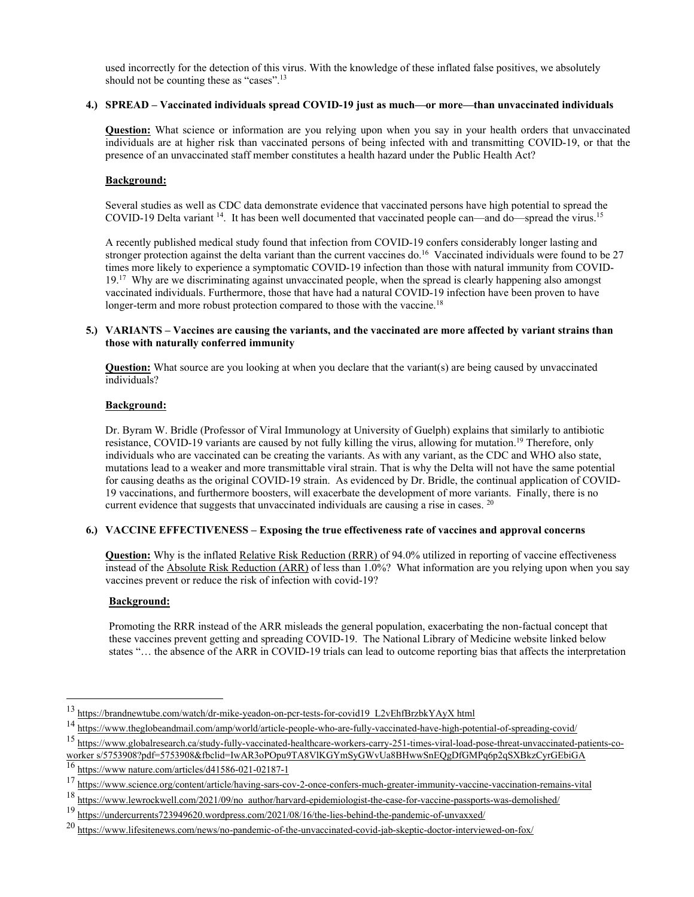used incorrectly for the detection of this virus. With the knowledge of these inflated false positives, we absolutely should not be counting these as "cases".[13]

**4.) SPREAD – Vaccinated individuals spread COVID-19 just as much—or more—than unvaccinated individuals**

**Question:** What science or information are you relying upon when you say in your health orders that unvaccinated individuals are at higher risk than vaccinated persons of being infected with and transmitting COVID-19, or that the presence of an unvaccinated staff member constitutes a health hazard under the Public Health Act?

**Background:**

Several studies as well as CDC data demonstrate evidence that vaccinated persons have high potential to spread the COVID-19 Delta variant [14]. It has been well documented that vaccinated people can—and do—spread the virus.[15]

A recently published medical study found that infection from COVID-19 confers considerably longer lasting and stronger protection against the delta variant than the current vaccines do.[16] Vaccinated individuals were found to be 27 times more likely to experience a symptomatic COVID-19 infection than those with natural immunity from COVID-19.[17] Why are we discriminating against unvaccinated people, when the spread is clearly happening also amongst vaccinated individuals. Furthermore, those that have had a natural COVID-19 infection have been proven to have longer-term and more robust protection compared to those with the vaccine.[18]

**5.) VARIANTS – Vaccines are causing the variants, and the vaccinated are more affected by variant strains than those with naturally conferred immunity**

**Question:** What source are you looking at when you declare that the variant(s) are being caused by unvaccinated individuals?

**Background:**

Dr. Byram W. Bridle (Professor of Viral Immunology at University of Guelph) explains that similarly to antibiotic resistance, COVID-19 variants are caused by not fully killing the virus, allowing for mutation.[19] Therefore, only individuals who are vaccinated can be creating the variants. As with any variant, as the CDC and WHO also state, mutations lead to a weaker and more transmittable viral strain. That is why the Delta will not have the same potential for causing deaths as the original COVID-19 strain. As evidenced by Dr. Bridle, the continual application of COVID-19 vaccinations, and furthermore boosters, will exacerbate the development of more variants. Finally, there is no current evidence that suggests that unvaccinated individuals are causing a rise in cases. [20]

**6.) VACCINE EFFECTIVENESS – Exposing the true effectiveness rate of vaccines and approval concerns**

**Question:** Why is the inflated Relative Risk Reduction (RRR) of 94.0% utilized in reporting of vaccine effectiveness instead of the Absolute Risk Reduction (ARR) of less than 1.0%? What information are you relying upon when you say vaccines prevent or reduce the risk of infection with covid-19?

**Background:**

Promoting the RRR instead of the ARR misleads the general population, exacerbating the non-factual concept that these vaccines prevent getting and spreading COVID-19. The National Library of Medicine website linked below states "… the absence of the ARR in COVID-19 trials can lead to outcome reporting bias that affects the interpretation

---

[13] https://brandnewtube.com/watch/dr-mike-yeadon-on-pcr-tests-for-covid19_L2vEhfBrzbkYAyX html

[14] https://www.theglobeandmail.com/amp/world/article-people-who-are-fully-vaccinated-have-high-potential-of-spreading-covid/

[15] https://www.globalresearch.ca/study-fully-vaccinated-healthcare-workers-carry-251-times-viral-load-pose-threat-unvaccinated-patients-co-worker s/5753908?pdf=5753908&fbclid=IwAR3oPOpu9TA8VlKGYmSyGWvUa8BHwwSnEQgDfGMPq6p2qSXBkzCyrGEbiGA

[16] https://www nature.com/articles/d41586-021-02187-1

[17] https://www.science.org/content/article/having-sars-cov-2-once-confers-much-greater-immunity-vaccine-vaccination-remains-vital

[18] https://www.lewrockwell.com/2021/09/no_author/harvard-epidemiologist-the-case-for-vaccine-passports-was-demolished/

[19] https://undercurrents723949620.wordpress.com/2021/08/16/the-lies-behind-the-pandemic-of-unvaxxed/

[20] https://www.lifesitenews.com/news/no-pandemic-of-the-unvaccinated-covid-jab-skeptic-doctor-interviewed-on-fox/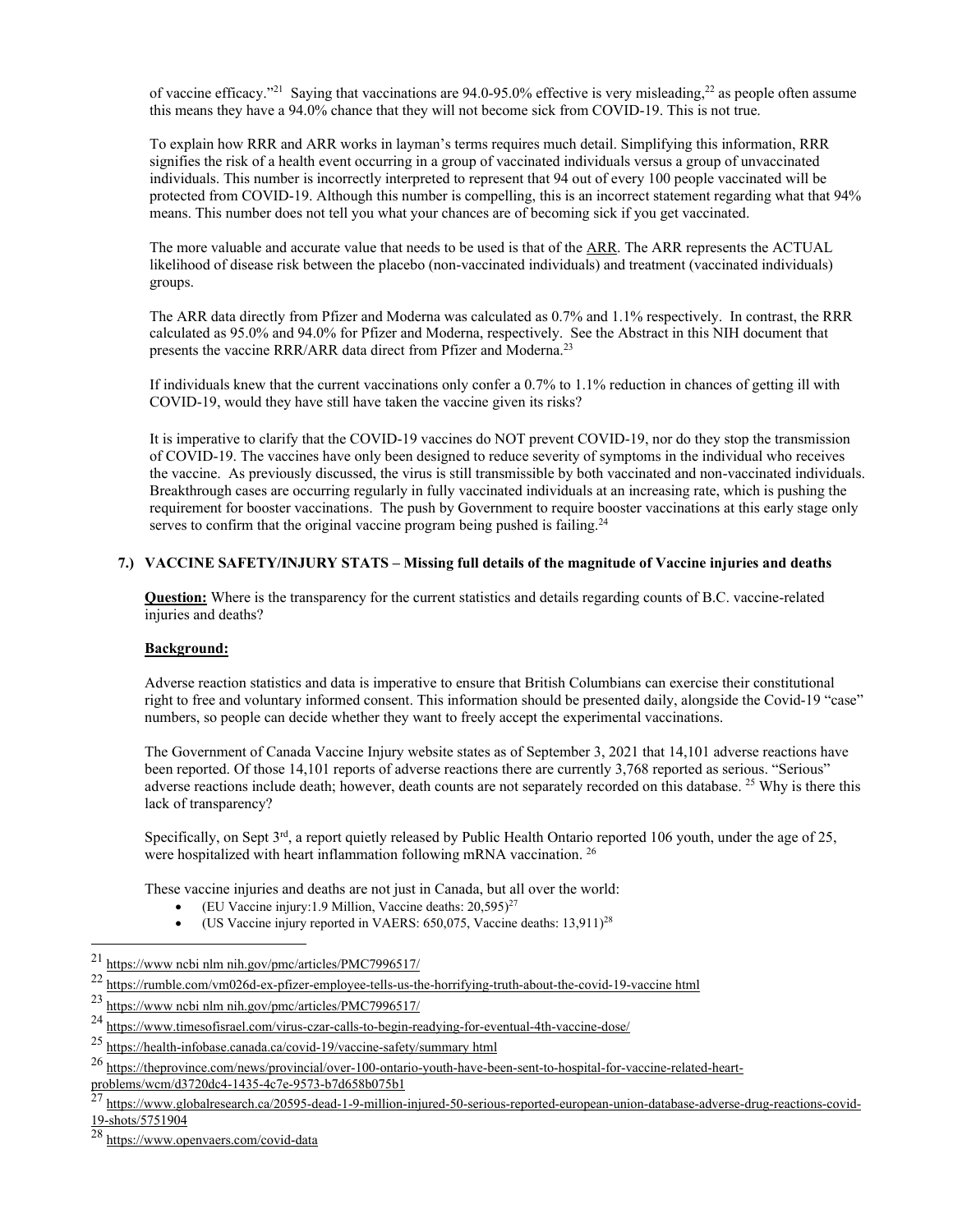of vaccine efficacy."[21] Saying that vaccinations are 94.0-95.0% effective is very misleading,[22] as people often assume this means they have a 94.0% chance that they will not become sick from COVID-19. This is not true.

To explain how RRR and ARR works in layman's terms requires much detail. Simplifying this information, RRR signifies the risk of a health event occurring in a group of vaccinated individuals versus a group of unvaccinated individuals. This number is incorrectly interpreted to represent that 94 out of every 100 people vaccinated will be protected from COVID-19. Although this number is compelling, this is an incorrect statement regarding what that 94% means. This number does not tell you what your chances are of becoming sick if you get vaccinated.

The more valuable and accurate value that needs to be used is that of the <u>ARR</u>. The ARR represents the ACTUAL likelihood of disease risk between the placebo (non-vaccinated individuals) and treatment (vaccinated individuals) groups.

The ARR data directly from Pfizer and Moderna was calculated as 0.7% and 1.1% respectively. In contrast, the RRR calculated as 95.0% and 94.0% for Pfizer and Moderna, respectively. See the Abstract in this NIH document that presents the vaccine RRR/ARR data direct from Pfizer and Moderna.[23]

If individuals knew that the current vaccinations only confer a 0.7% to 1.1% reduction in chances of getting ill with COVID-19, would they have still have taken the vaccine given its risks?

It is imperative to clarify that the COVID-19 vaccines do NOT prevent COVID-19, nor do they stop the transmission of COVID-19. The vaccines have only been designed to reduce severity of symptoms in the individual who receives the vaccine. As previously discussed, the virus is still transmissible by both vaccinated and non-vaccinated individuals. Breakthrough cases are occurring regularly in fully vaccinated individuals at an increasing rate, which is pushing the requirement for booster vaccinations. The push by Government to require booster vaccinations at this early stage only serves to confirm that the original vaccine program being pushed is failing.[24]

### 7.) VACCINE SAFETY/INJURY STATS – Missing full details of the magnitude of Vaccine injuries and deaths

**<u>Question:</u>** Where is the transparency for the current statistics and details regarding counts of B.C. vaccine-related injuries and deaths?

**<u>Background:</u>**

Adverse reaction statistics and data is imperative to ensure that British Columbians can exercise their constitutional right to free and voluntary informed consent. This information should be presented daily, alongside the Covid-19 "case" numbers, so people can decide whether they want to freely accept the experimental vaccinations.

The Government of Canada Vaccine Injury website states as of September 3, 2021 that 14,101 adverse reactions have been reported. Of those 14,101 reports of adverse reactions there are currently 3,768 reported as serious. "Serious" adverse reactions include death; however, death counts are not separately recorded on this database. [25] Why is there this lack of transparency?

Specifically, on Sept 3rd, a report quietly released by Public Health Ontario reported 106 youth, under the age of 25, were hospitalized with heart inflammation following mRNA vaccination. [26]

These vaccine injuries and deaths are not just in Canada, but all over the world:

- (EU Vaccine injury:1.9 Million, Vaccine deaths: 20,595)[27]
- (US Vaccine injury reported in VAERS: 650,075, Vaccine deaths: 13,911)[28]

---

[21] https://www ncbi nlm nih.gov/pmc/articles/PMC7996517/

[22] https://rumble.com/vm026d-ex-pfizer-employee-tells-us-the-horrifying-truth-about-the-covid-19-vaccine html

[23] https://www ncbi nlm nih.gov/pmc/articles/PMC7996517/

[24] https://www.timesofisrael.com/virus-czar-calls-to-begin-readying-for-eventual-4th-vaccine-dose/

[25] https://health-infobase.canada.ca/covid-19/vaccine-safety/summary html

[26] https://theprovince.com/news/provincial/over-100-ontario-youth-have-been-sent-to-hospital-for-vaccine-related-heart-problems/wcm/d3720dc4-1435-4c7e-9573-b7d658b075b1

[27] https://www.globalresearch.ca/20595-dead-1-9-million-injured-50-serious-reported-european-union-database-adverse-drug-reactions-covid-19-shots/5751904

[28] https://www.openvaers.com/covid-data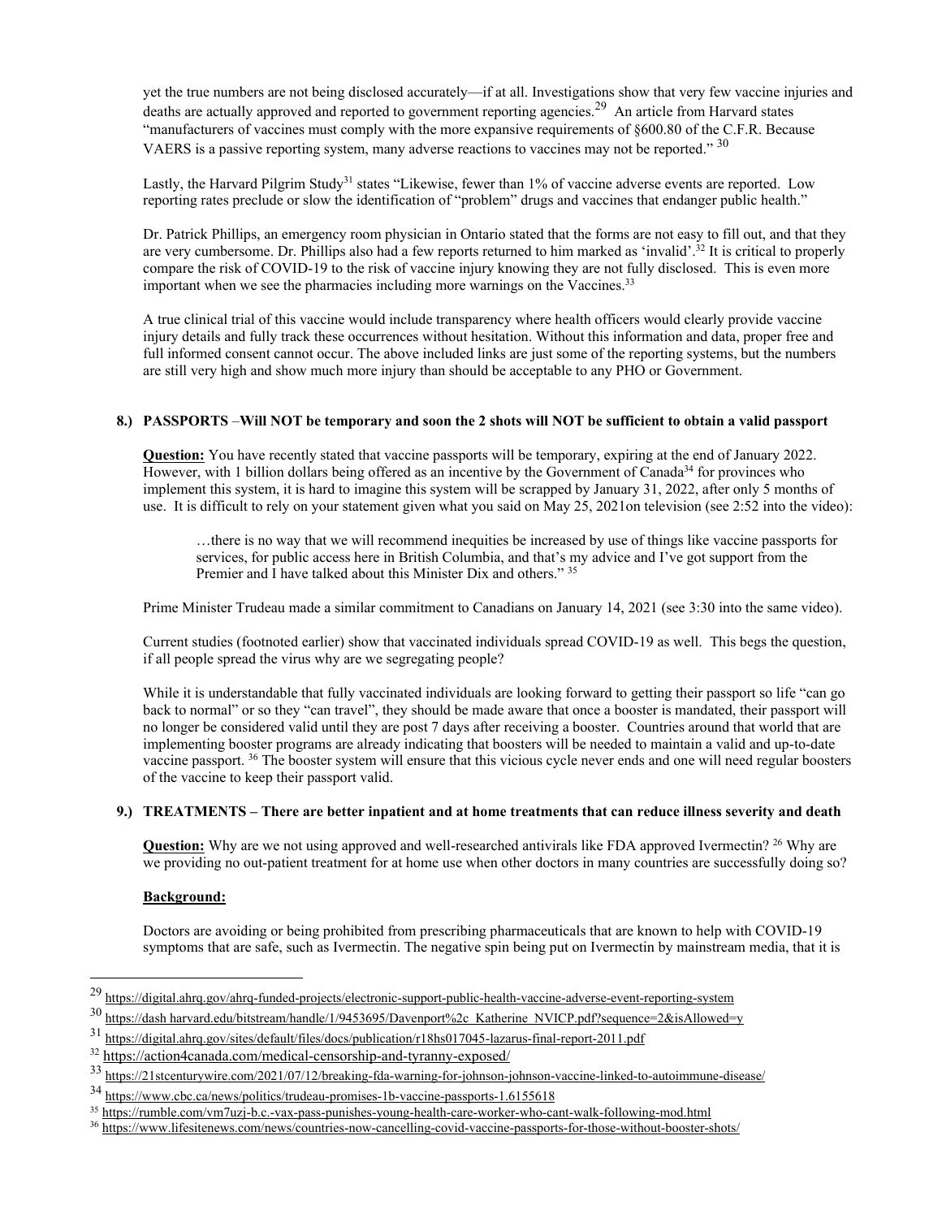yet the true numbers are not being disclosed accurately—if at all. Investigations show that very few vaccine injuries and deaths are actually approved and reported to government reporting agencies.[29] An article from Harvard states "manufacturers of vaccines must comply with the more expansive requirements of §600.80 of the C.F.R. Because VAERS is a passive reporting system, many adverse reactions to vaccines may not be reported." [30]

Lastly, the Harvard Pilgrim Study[31] states "Likewise, fewer than 1% of vaccine adverse events are reported. Low reporting rates preclude or slow the identification of "problem" drugs and vaccines that endanger public health."

Dr. Patrick Phillips, an emergency room physician in Ontario stated that the forms are not easy to fill out, and that they are very cumbersome. Dr. Phillips also had a few reports returned to him marked as 'invalid'.[32] It is critical to properly compare the risk of COVID-19 to the risk of vaccine injury knowing they are not fully disclosed. This is even more important when we see the pharmacies including more warnings on the Vaccines.[33]

A true clinical trial of this vaccine would include transparency where health officers would clearly provide vaccine injury details and fully track these occurrences without hesitation. Without this information and data, proper free and full informed consent cannot occur. The above included links are just some of the reporting systems, but the numbers are still very high and show much more injury than should be acceptable to any PHO or Government.

### 8.) PASSPORTS –Will NOT be temporary and soon the 2 shots will NOT be sufficient to obtain a valid passport

**Question:** You have recently stated that vaccine passports will be temporary, expiring at the end of January 2022. However, with 1 billion dollars being offered as an incentive by the Government of Canada[34] for provinces who implement this system, it is hard to imagine this system will be scrapped by January 31, 2022, after only 5 months of use. It is difficult to rely on your statement given what you said on May 25, 2021on television (see 2:52 into the video):

> …there is no way that we will recommend inequities be increased by use of things like vaccine passports for services, for public access here in British Columbia, and that's my advice and I've got support from the Premier and I have talked about this Minister Dix and others." [35]

Prime Minister Trudeau made a similar commitment to Canadians on January 14, 2021 (see 3:30 into the same video).

Current studies (footnoted earlier) show that vaccinated individuals spread COVID-19 as well. This begs the question, if all people spread the virus why are we segregating people?

While it is understandable that fully vaccinated individuals are looking forward to getting their passport so life "can go back to normal" or so they "can travel", they should be made aware that once a booster is mandated, their passport will no longer be considered valid until they are post 7 days after receiving a booster. Countries around that world that are implementing booster programs are already indicating that boosters will be needed to maintain a valid and up-to-date vaccine passport. [36] The booster system will ensure that this vicious cycle never ends and one will need regular boosters of the vaccine to keep their passport valid.

### 9.) TREATMENTS – There are better inpatient and at home treatments that can reduce illness severity and death

**Question:** Why are we not using approved and well-researched antivirals like FDA approved Ivermectin? [26] Why are we providing no out-patient treatment for at home use when other doctors in many countries are successfully doing so?

**Background:**

Doctors are avoiding or being prohibited from prescribing pharmaceuticals that are known to help with COVID-19 symptoms that are safe, such as Ivermectin. The negative spin being put on Ivermectin by mainstream media, that it is

---

[29] https://digital.ahrq.gov/ahrq-funded-projects/electronic-support-public-health-vaccine-adverse-event-reporting-system

[30] https://dash.harvard.edu/bitstream/handle/1/9453695/Davenport%2c_Katherine_NVICP.pdf?sequence=2&isAllowed=y

[31] https://digital.ahrq.gov/sites/default/files/docs/publication/r18hs017045-lazarus-final-report-2011.pdf

[32] https://action4canada.com/medical-censorship-and-tyranny-exposed/

[33] https://21stcenturywire.com/2021/07/12/breaking-fda-warning-for-johnson-johnson-vaccine-linked-to-autoimmune-disease/

[34] https://www.cbc.ca/news/politics/trudeau-promises-1b-vaccine-passports-1.6155618

[35] https://rumble.com/vm7uzj-b.c.-vax-pass-punishes-young-health-care-worker-who-cant-walk-following-mod.html

[36] https://www.lifesitenews.com/news/countries-now-cancelling-covid-vaccine-passports-for-those-without-booster-shots/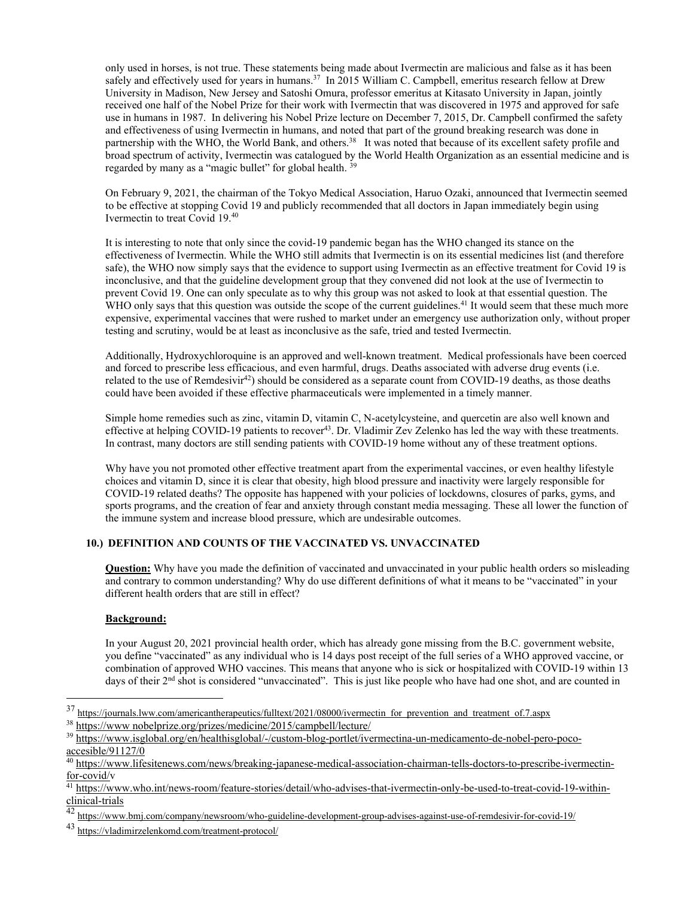only used in horses, is not true. These statements being made about Ivermectin are malicious and false as it has been safely and effectively used for years in humans.[37] In 2015 William C. Campbell, emeritus research fellow at Drew University in Madison, New Jersey and Satoshi Omura, professor emeritus at Kitasato University in Japan, jointly received one half of the Nobel Prize for their work with Ivermectin that was discovered in 1975 and approved for safe use in humans in 1987. In delivering his Nobel Prize lecture on December 7, 2015, Dr. Campbell confirmed the safety and effectiveness of using Ivermectin in humans, and noted that part of the ground breaking research was done in partnership with the WHO, the World Bank, and others.[38] It was noted that because of its excellent safety profile and broad spectrum of activity, Ivermectin was catalogued by the World Health Organization as an essential medicine and is regarded by many as a "magic bullet" for global health. [39]

On February 9, 2021, the chairman of the Tokyo Medical Association, Haruo Ozaki, announced that Ivermectin seemed to be effective at stopping Covid 19 and publicly recommended that all doctors in Japan immediately begin using Ivermectin to treat Covid 19.[40]

It is interesting to note that only since the covid-19 pandemic began has the WHO changed its stance on the effectiveness of Ivermectin. While the WHO still admits that Ivermectin is on its essential medicines list (and therefore safe), the WHO now simply says that the evidence to support using Ivermectin as an effective treatment for Covid 19 is inconclusive, and that the guideline development group that they convened did not look at the use of Ivermectin to prevent Covid 19. One can only speculate as to why this group was not asked to look at that essential question. The WHO only says that this question was outside the scope of the current guidelines.[41] It would seem that these much more expensive, experimental vaccines that were rushed to market under an emergency use authorization only, without proper testing and scrutiny, would be at least as inconclusive as the safe, tried and tested Ivermectin.

Additionally, Hydroxychloroquine is an approved and well-known treatment. Medical professionals have been coerced and forced to prescribe less efficacious, and even harmful, drugs. Deaths associated with adverse drug events (i.e. related to the use of Remdesivir[42]) should be considered as a separate count from COVID-19 deaths, as those deaths could have been avoided if these effective pharmaceuticals were implemented in a timely manner.

Simple home remedies such as zinc, vitamin D, vitamin C, N-acetylcysteine, and quercetin are also well known and effective at helping COVID-19 patients to recover[43]. Dr. Vladimir Zev Zelenko has led the way with these treatments. In contrast, many doctors are still sending patients with COVID-19 home without any of these treatment options.

Why have you not promoted other effective treatment apart from the experimental vaccines, or even healthy lifestyle choices and vitamin D, since it is clear that obesity, high blood pressure and inactivity were largely responsible for COVID-19 related deaths? The opposite has happened with your policies of lockdowns, closures of parks, gyms, and sports programs, and the creation of fear and anxiety through constant media messaging. These all lower the function of the immune system and increase blood pressure, which are undesirable outcomes.

## 10.) DEFINITION AND COUNTS OF THE VACCINATED VS. UNVACCINATED

**Question:** Why have you made the definition of vaccinated and unvaccinated in your public health orders so misleading and contrary to common understanding? Why do use different definitions of what it means to be "vaccinated" in your different health orders that are still in effect?

**Background:**

In your August 20, 2021 provincial health order, which has already gone missing from the B.C. government website, you define "vaccinated" as any individual who is 14 days post receipt of the full series of a WHO approved vaccine, or combination of approved WHO vaccines. This means that anyone who is sick or hospitalized with COVID-19 within 13 days of their 2nd shot is considered "unvaccinated". This is just like people who have had one shot, and are counted in

---

[37] https://journals.lww.com/americantherapeutics/fulltext/2021/08000/ivermectin_for_prevention_and_treatment_of.7.aspx

[38] https://www nobelprize.org/prizes/medicine/2015/campbell/lecture/

[39] https://www.isglobal.org/en/healthisglobal/-/custom-blog-portlet/ivermectina-un-medicamento-de-nobel-pero-poco-accesible/91127/0

[40] https://www.lifesitenews.com/news/breaking-japanese-medical-association-chairman-tells-doctors-to-prescribe-ivermectin-for-covid/v

[41] https://www.who.int/news-room/feature-stories/detail/who-advises-that-ivermectin-only-be-used-to-treat-covid-19-within-clinical-trials

[42] https://www.bmj.com/company/newsroom/who-guideline-development-group-advises-against-use-of-remdesivir-for-covid-19/

[43] https://vladimirzelenkomd.com/treatment-protocol/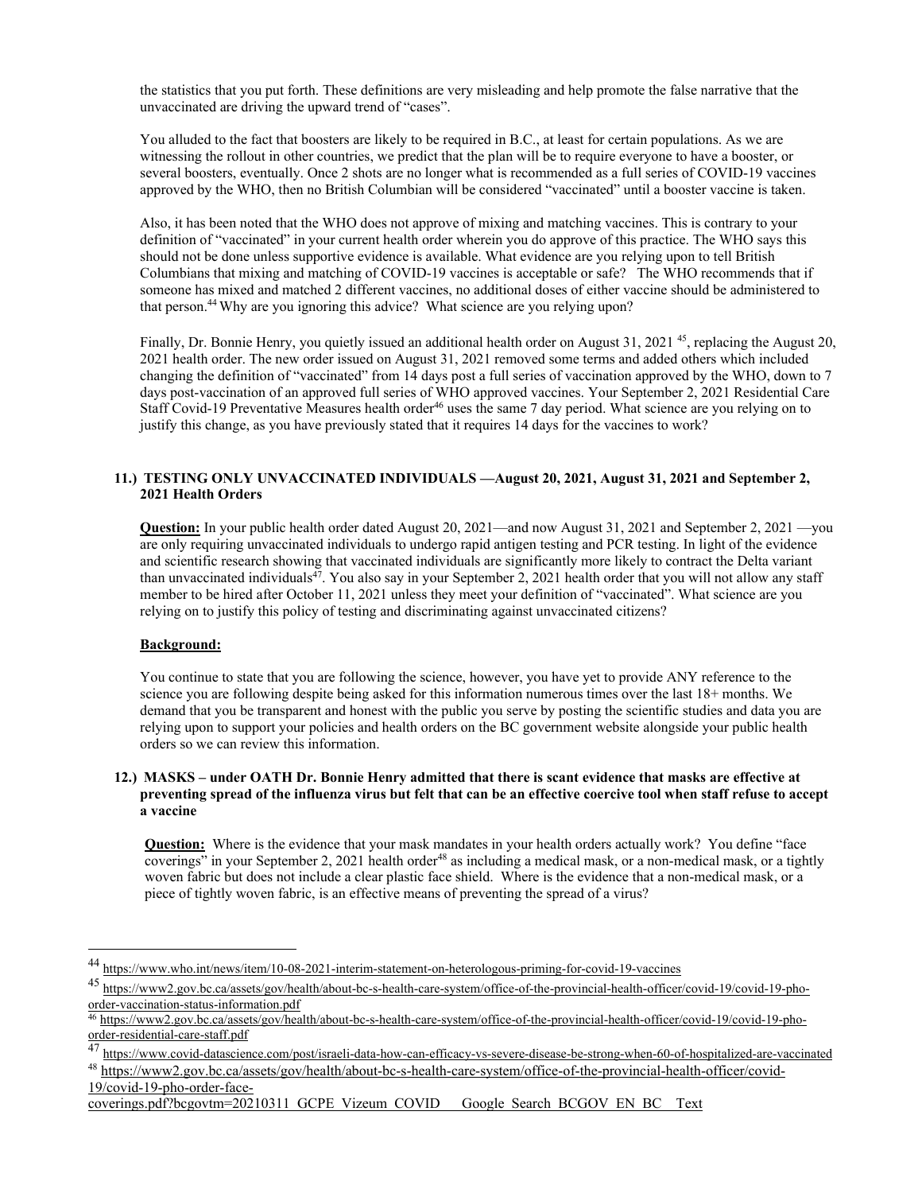the statistics that you put forth. These definitions are very misleading and help promote the false narrative that the unvaccinated are driving the upward trend of "cases".

You alluded to the fact that boosters are likely to be required in B.C., at least for certain populations. As we are witnessing the rollout in other countries, we predict that the plan will be to require everyone to have a booster, or several boosters, eventually. Once 2 shots are no longer what is recommended as a full series of COVID-19 vaccines approved by the WHO, then no British Columbian will be considered "vaccinated" until a booster vaccine is taken.

Also, it has been noted that the WHO does not approve of mixing and matching vaccines. This is contrary to your definition of "vaccinated" in your current health order wherein you do approve of this practice. The WHO says this should not be done unless supportive evidence is available. What evidence are you relying upon to tell British Columbians that mixing and matching of COVID-19 vaccines is acceptable or safe? The WHO recommends that if someone has mixed and matched 2 different vaccines, no additional doses of either vaccine should be administered to that person.[44] Why are you ignoring this advice? What science are you relying upon?

Finally, Dr. Bonnie Henry, you quietly issued an additional health order on August 31, 2021 [45], replacing the August 20, 2021 health order. The new order issued on August 31, 2021 removed some terms and added others which included changing the definition of "vaccinated" from 14 days post a full series of vaccination approved by the WHO, down to 7 days post-vaccination of an approved full series of WHO approved vaccines. Your September 2, 2021 Residential Care Staff Covid-19 Preventative Measures health order[46] uses the same 7 day period. What science are you relying on to justify this change, as you have previously stated that it requires 14 days for the vaccines to work?

### 11.) TESTING ONLY UNVACCINATED INDIVIDUALS —August 20, 2021, August 31, 2021 and September 2, 2021 Health Orders

**Question:** In your public health order dated August 20, 2021—and now August 31, 2021 and September 2, 2021 —you are only requiring unvaccinated individuals to undergo rapid antigen testing and PCR testing. In light of the evidence and scientific research showing that vaccinated individuals are significantly more likely to contract the Delta variant than unvaccinated individuals[47]. You also say in your September 2, 2021 health order that you will not allow any staff member to be hired after October 11, 2021 unless they meet your definition of "vaccinated". What science are you relying on to justify this policy of testing and discriminating against unvaccinated citizens?

**Background:**

You continue to state that you are following the science, however, you have yet to provide ANY reference to the science you are following despite being asked for this information numerous times over the last 18+ months. We demand that you be transparent and honest with the public you serve by posting the scientific studies and data you are relying upon to support your policies and health orders on the BC government website alongside your public health orders so we can review this information.

### 12.) MASKS – under OATH Dr. Bonnie Henry admitted that there is scant evidence that masks are effective at preventing spread of the influenza virus but felt that can be an effective coercive tool when staff refuse to accept a vaccine

**Question:** Where is the evidence that your mask mandates in your health orders actually work? You define "face coverings" in your September 2, 2021 health order[48] as including a medical mask, or a non-medical mask, or a tightly woven fabric but does not include a clear plastic face shield. Where is the evidence that a non-medical mask, or a piece of tightly woven fabric, is an effective means of preventing the spread of a virus?

---

[44] https://www.who.int/news/item/10-08-2021-interim-statement-on-heterologous-priming-for-covid-19-vaccines

[45] https://www2.gov.bc.ca/assets/gov/health/about-bc-s-health-care-system/office-of-the-provincial-health-officer/covid-19/covid-19-pho-order-vaccination-status-information.pdf

[46] https://www2.gov.bc.ca/assets/gov/health/about-bc-s-health-care-system/office-of-the-provincial-health-officer/covid-19/covid-19-pho-order-residential-care-staff.pdf

[47] https://www.covid-datascience.com/post/israeli-data-how-can-efficacy-vs-severe-disease-be-strong-when-60-of-hospitalized-are-vaccinated

[48] https://www2.gov.bc.ca/assets/gov/health/about-bc-s-health-care-system/office-of-the-provincial-health-officer/covid-19/covid-19-pho-order-face-coverings.pdf?bcgovtm=20210311_GCPE_Vizeum_COVID___Google_Search_BCGOV_EN_BC__Text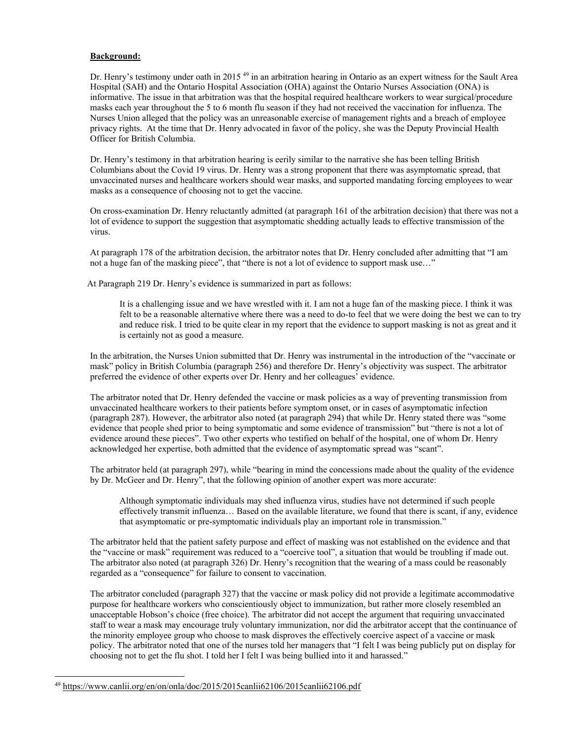**Background:**

Dr. Henry's testimony under oath in 2015 [49] in an arbitration hearing in Ontario as an expert witness for the Sault Area Hospital (SAH) and the Ontario Hospital Association (OHA) against the Ontario Nurses Association (ONA) is informative. The issue in that arbitration was that the hospital required healthcare workers to wear surgical/procedure masks each year throughout the 5 to 6 month flu season if they had not received the vaccination for influenza. The Nurses Union alleged that the policy was an unreasonable exercise of management rights and a breach of employee privacy rights. At the time that Dr. Henry advocated in favor of the policy, she was the Deputy Provincial Health Officer for British Columbia.

Dr. Henry's testimony in that arbitration hearing is eerily similar to the narrative she has been telling British Columbians about the Covid 19 virus. Dr. Henry was a strong proponent that there was asymptomatic spread, that unvaccinated nurses and healthcare workers should wear masks, and supported mandating forcing employees to wear masks as a consequence of choosing not to get the vaccine.

On cross-examination Dr. Henry reluctantly admitted (at paragraph 161 of the arbitration decision) that there was not a lot of evidence to support the suggestion that asymptomatic shedding actually leads to effective transmission of the virus.

At paragraph 178 of the arbitration decision, the arbitrator notes that Dr. Henry concluded after admitting that "I am not a huge fan of the masking piece", that "there is not a lot of evidence to support mask use…"

At Paragraph 219 Dr. Henry's evidence is summarized in part as follows:

> It is a challenging issue and we have wrestled with it. I am not a huge fan of the masking piece. I think it was felt to be a reasonable alternative where there was a need to do-to feel that we were doing the best we can to try and reduce risk. I tried to be quite clear in my report that the evidence to support masking is not as great and it is certainly not as good a measure.

In the arbitration, the Nurses Union submitted that Dr. Henry was instrumental in the introduction of the "vaccinate or mask" policy in British Columbia (paragraph 256) and therefore Dr. Henry's objectivity was suspect. The arbitrator preferred the evidence of other experts over Dr. Henry and her colleagues' evidence.

The arbitrator noted that Dr. Henry defended the vaccine or mask policies as a way of preventing transmission from unvaccinated healthcare workers to their patients before symptom onset, or in cases of asymptomatic infection (paragraph 287). However, the arbitrator also noted (at paragraph 294) that while Dr. Henry stated there was "some evidence that people shed prior to being symptomatic and some evidence of transmission" but "there is not a lot of evidence around these pieces". Two other experts who testified on behalf of the hospital, one of whom Dr. Henry acknowledged her expertise, both admitted that the evidence of asymptomatic spread was "scant".

The arbitrator held (at paragraph 297), while "bearing in mind the concessions made about the quality of the evidence by Dr. McGeer and Dr. Henry", that the following opinion of another expert was more accurate:

> Although symptomatic individuals may shed influenza virus, studies have not determined if such people effectively transmit influenza… Based on the available literature, we found that there is scant, if any, evidence that asymptomatic or pre-symptomatic individuals play an important role in transmission."

The arbitrator held that the patient safety purpose and effect of masking was not established on the evidence and that the "vaccine or mask" requirement was reduced to a "coercive tool", a situation that would be troubling if made out. The arbitrator also noted (at paragraph 326) Dr. Henry's recognition that the wearing of a mass could be reasonably regarded as a "consequence" for failure to consent to vaccination.

The arbitrator concluded (paragraph 327) that the vaccine or mask policy did not provide a legitimate accommodative purpose for healthcare workers who conscientiously object to immunization, but rather more closely resembled an unacceptable Hobson's choice (free choice). The arbitrator did not accept the argument that requiring unvaccinated staff to wear a mask may encourage truly voluntary immunization, nor did the arbitrator accept that the continuance of the minority employee group who choose to mask disproves the effectively coercive aspect of a vaccine or mask policy. The arbitrator noted that one of the nurses told her managers that "I felt I was being publicly put on display for choosing not to get the flu shot. I told her I felt I was being bullied into it and harassed."

---

[49] https://www.canlii.org/en/on/onla/doc/2015/2015canlii62106/2015canlii62106.pdf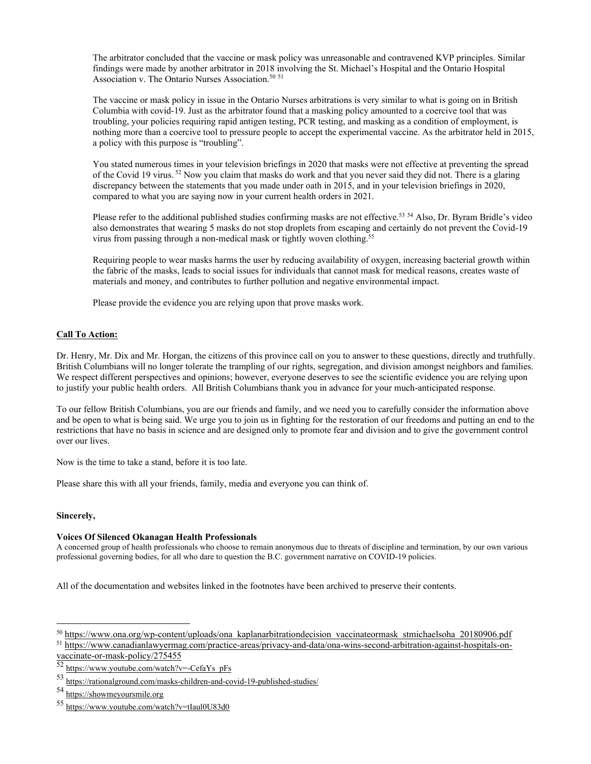The arbitrator concluded that the vaccine or mask policy was unreasonable and contravened KVP principles. Similar findings were made by another arbitrator in 2018 involving the St. Michael's Hospital and the Ontario Hospital Association v. The Ontario Nurses Association.[50] [51]

The vaccine or mask policy in issue in the Ontario Nurses arbitrations is very similar to what is going on in British Columbia with covid-19. Just as the arbitrator found that a masking policy amounted to a coercive tool that was troubling, your policies requiring rapid antigen testing, PCR testing, and masking as a condition of employment, is nothing more than a coercive tool to pressure people to accept the experimental vaccine. As the arbitrator held in 2015, a policy with this purpose is "troubling".

You stated numerous times in your television briefings in 2020 that masks were not effective at preventing the spread of the Covid 19 virus.[52] Now you claim that masks do work and that you never said they did not. There is a glaring discrepancy between the statements that you made under oath in 2015, and in your television briefings in 2020, compared to what you are saying now in your current health orders in 2021.

Please refer to the additional published studies confirming masks are not effective.[53] [54] Also, Dr. Byram Bridle's video also demonstrates that wearing 5 masks do not stop droplets from escaping and certainly do not prevent the Covid-19 virus from passing through a non-medical mask or tightly woven clothing.[55]

Requiring people to wear masks harms the user by reducing availability of oxygen, increasing bacterial growth within the fabric of the masks, leads to social issues for individuals that cannot mask for medical reasons, creates waste of materials and money, and contributes to further pollution and negative environmental impact.

Please provide the evidence you are relying upon that prove masks work.

**Call To Action:**

Dr. Henry, Mr. Dix and Mr. Horgan, the citizens of this province call on you to answer to these questions, directly and truthfully. British Columbians will no longer tolerate the trampling of our rights, segregation, and division amongst neighbors and families. We respect different perspectives and opinions; however, everyone deserves to see the scientific evidence you are relying upon to justify your public health orders. All British Columbians thank you in advance for your much-anticipated response.

To our fellow British Columbians, you are our friends and family, and we need you to carefully consider the information above and be open to what is being said. We urge you to join us in fighting for the restoration of our freedoms and putting an end to the restrictions that have no basis in science and are designed only to promote fear and division and to give the government control over our lives.

Now is the time to take a stand, before it is too late.

Please share this with all your friends, family, media and everyone you can think of.

**Sincerely,**

**Voices Of Silenced Okanagan Health Professionals**
A concerned group of health professionals who choose to remain anonymous due to threats of discipline and termination, by our own various professional governing bodies, for all who dare to question the B.C. government narrative on COVID-19 policies.

All of the documentation and websites linked in the footnotes have been archived to preserve their contents.

---

[50] https://www.ona.org/wp-content/uploads/ona_kaplanarbitrationdecision_vaccinateormask_stmichaelsoha_20180906.pdf

[51] https://www.canadianlawyermag.com/practice-areas/privacy-and-data/ona-wins-second-arbitration-against-hospitals-on-vaccinate-or-mask-policy/275455

[52] https://www.youtube.com/watch?v=-CefaYs_pFs

[53] https://rationalground.com/masks-children-and-covid-19-published-studies/

[54] https://showmeyoursmile.org

[55] https://www.youtube.com/watch?v=tIaul0U83d0